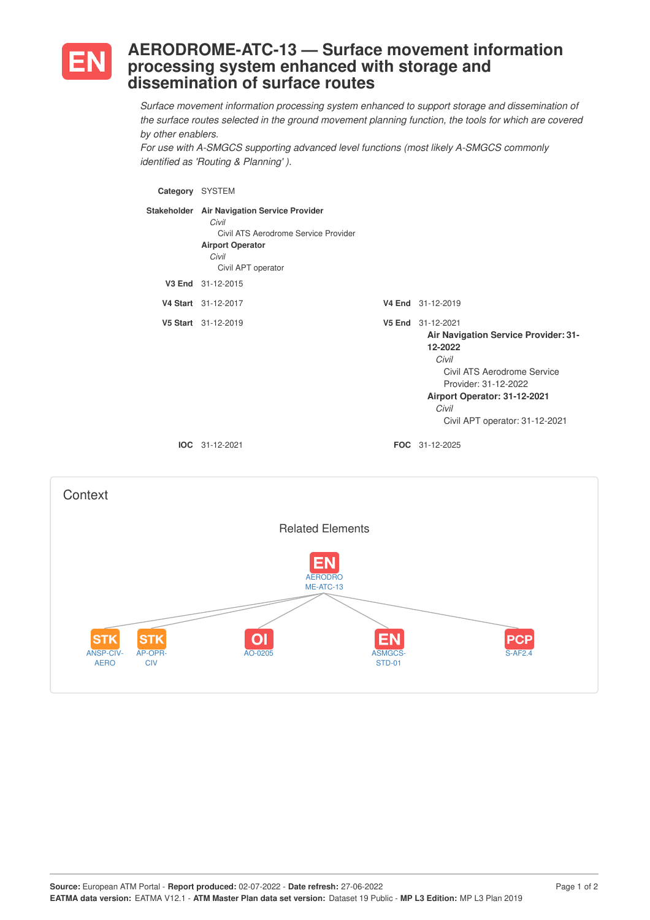# EN AERODROME-ATC-13 — Surface movement information processing system enhanced with storage and dissemination of surface routes

*Surface movement information processing system enhanced to support storage and dissemination of the surface routes selected in the ground movement planning function, the tools for which are covered by other enablers.*
*For use with A-SMGCS supporting advanced level functions (most likely A-SMGCS commonly identified as 'Routing & Planning' ).*

**Category** SYSTEM

**Stakeholder**
- **Air Navigation Service Provider**
  - *Civil*
    - Civil ATS Aerodrome Service Provider
- **Airport Operator**
  - *Civil*
    - Civil APT operator

**V3 End** 31-12-2015

**V4 Start** 31-12-2017

**V4 End** 31-12-2019

**V5 Start** 31-12-2019

**V5 End** 31-12-2021
- **Air Navigation Service Provider: 31-12-2022**
  - *Civil*
    - Civil ATS Aerodrome Service Provider: 31-12-2022
- **Airport Operator: 31-12-2021**
  - *Civil*
    - Civil APT operator: 31-12-2021

**IOC** 31-12-2021

**FOC** 31-12-2025

## Context

### Related Elements

- EN AERODROME-ATC-13
  - STK ANSP-CIV-AERO
  - STK AP-OPR-CIV
  - OI AO-0205
  - EN ASMGCS-STD-01
  - PCP S-AF2.4

**Source:** European ATM Portal - **Report produced:** 02-07-2022 - **Date refresh:** 27-06-2022
**EATMA data version:** EATMA V12.1 - **ATM Master Plan data set version:** Dataset 19 Public - **MP L3 Edition:** MP L3 Plan 2019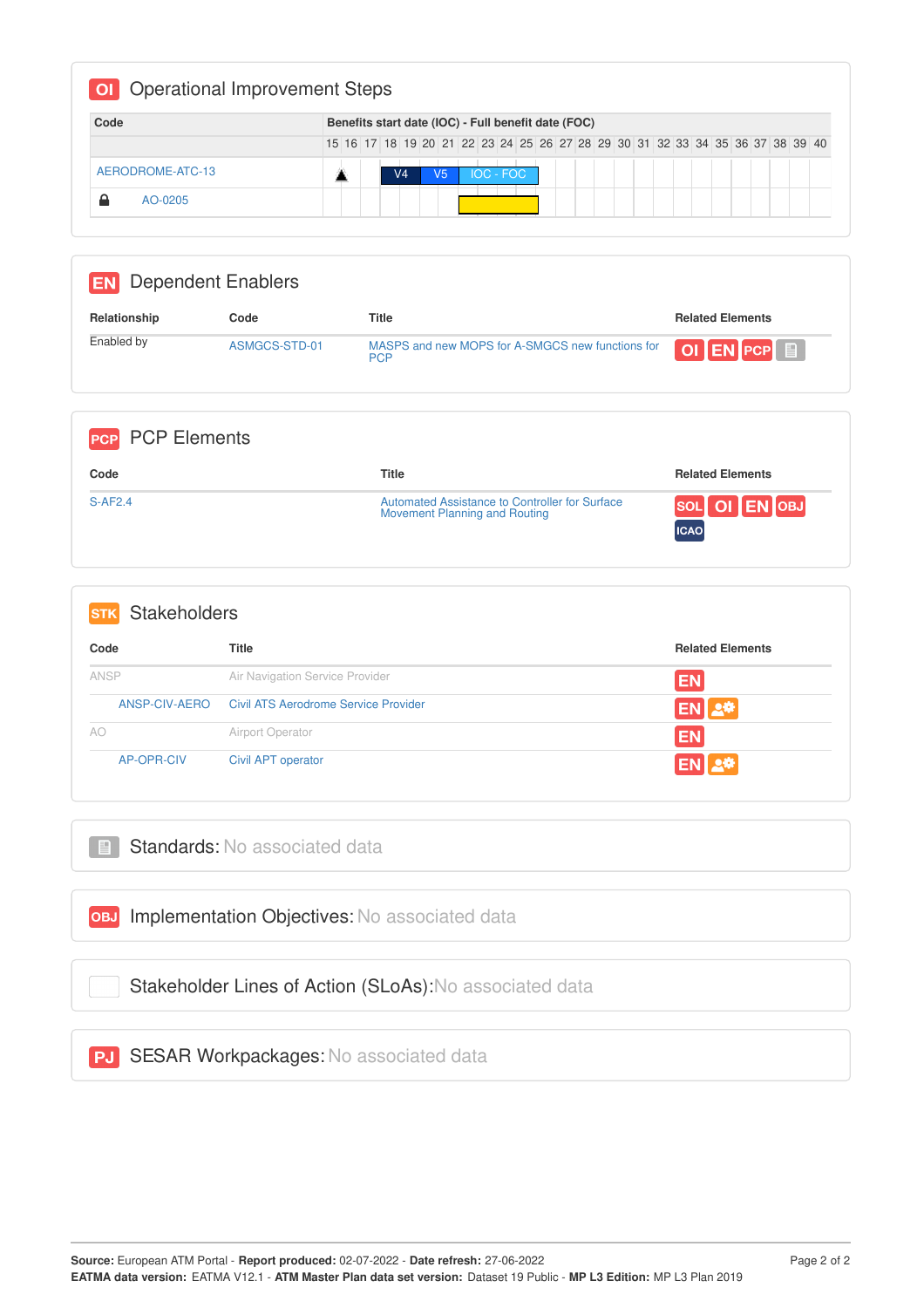## OI Operational Improvement Steps

| Code | Benefits start date (IOC) - Full benefit date (FOC) |
|---|---|
| | 15 16 17 18 19 20 21 22 23 24 25 26 27 28 29 30 31 32 33 34 35 36 37 38 39 40 |
| AERODROME-ATC-13 | V4 V5 IOC - FOC |
| AO-0205 | |

## EN Dependent Enablers

| Relationship | Code | Title | Related Elements |
|---|---|---|---|
| Enabled by | ASMGCS-STD-01 | MASPS and new MOPS for A-SMGCS new functions for PCP | OI EN PCP |

## PCP PCP Elements

| Code | Title | Related Elements |
|---|---|---|
| S-AF2.4 | Automated Assistance to Controller for Surface Movement Planning and Routing | SOL OI EN OBJ ICAO |

## STK Stakeholders

| Code | Title | Related Elements |
|---|---|---|
| ANSP | Air Navigation Service Provider | EN |
| ANSP-CIV-AERO | Civil ATS Aerodrome Service Provider | EN |
| AO | Airport Operator | EN |
| AP-OPR-CIV | Civil APT operator | EN |

## Standards: No associated data

## OBJ Implementation Objectives: No associated data

## Stakeholder Lines of Action (SLoAs): No associated data

## PJ SESAR Workpackages: No associated data

**Source:** European ATM Portal - **Report produced:** 02-07-2022 - **Date refresh:** 27-06-2022
**EATMA data version:** EATMA V12.1 - **ATM Master Plan data set version:** Dataset 19 Public - **MP L3 Edition:** MP L3 Plan 2019